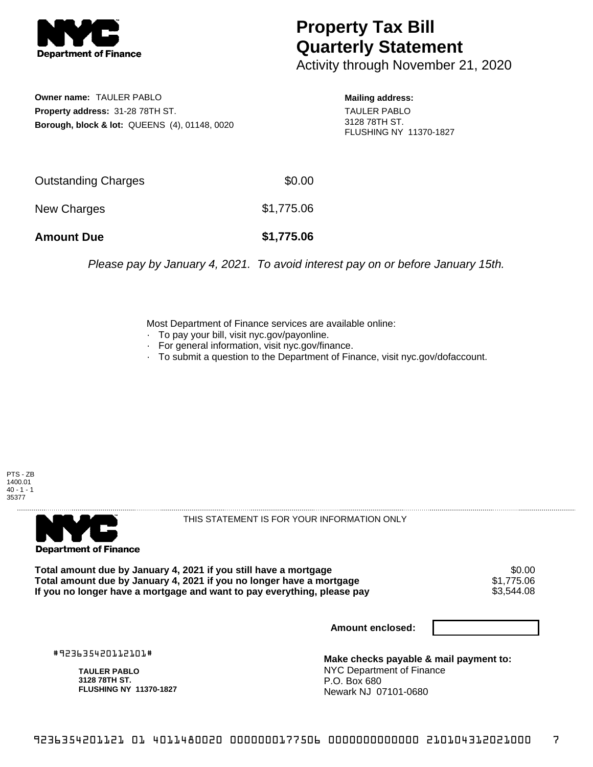# Property Tax Bill Quarterly Statement

Activity through November 21, 2020

**Owner name:** TAULER PABLO
**Property address:** 31-28 78TH ST.
**Borough, block & lot:** QUEENS (4), 01148, 0020

**Mailing address:**
TAULER PABLO
3128 78TH ST.
FLUSHING NY 11370-1827

| | |
|---|---|
| Outstanding Charges | $0.00 |
| New Charges | $1,775.06 |
| **Amount Due** | **$1,775.06** |

*Please pay by January 4, 2021. To avoid interest pay on or before January 15th.*

Most Department of Finance services are available online:
- To pay your bill, visit nyc.gov/payonline.
- For general information, visit nyc.gov/finance.
- To submit a question to the Department of Finance, visit nyc.gov/dofaccount.

PTS - ZB
1400.01
40 - 1 - 1
35377

THIS STATEMENT IS FOR YOUR INFORMATION ONLY

| | |
|---|---|
| **Total amount due by January 4, 2021 if you still have a mortgage** | $0.00 |
| **Total amount due by January 4, 2021 if you no longer have a mortgage** | $1,775.06 |
| **If you no longer have a mortgage and want to pay everything, please pay** | $3,544.08 |

**Amount enclosed:**

#923635420112101#

**TAULER PABLO**
**3128 78TH ST.**
**FLUSHING NY 11370-1827**

**Make checks payable & mail payment to:**
NYC Department of Finance
P.O. Box 680
Newark NJ 07101-0680

9236354201121 01 4011480020 000000177506 0000000000000 210104312021000 7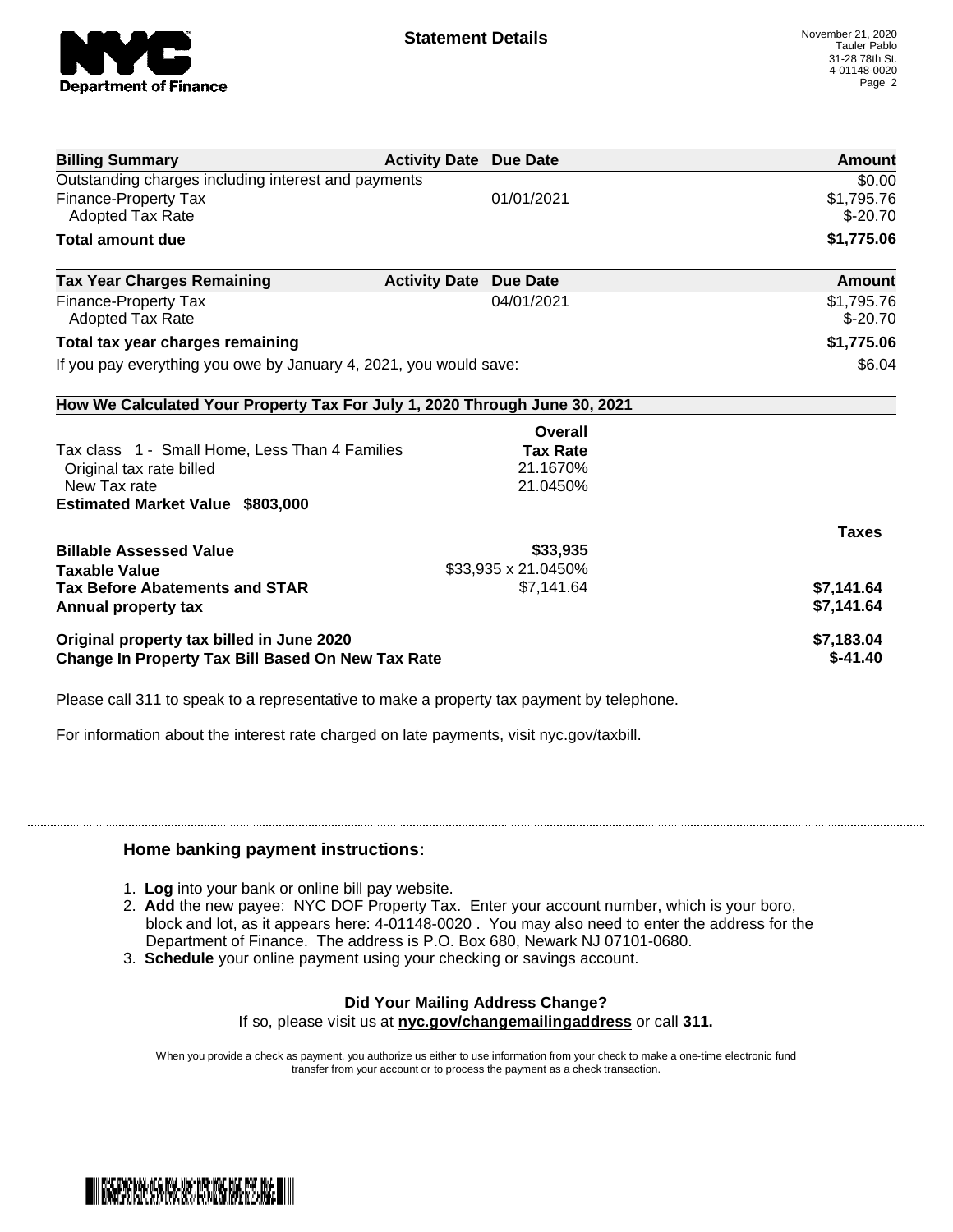## Statement Details

November 21, 2020
Tauler Pablo
31-28 78th St.
4-01148-0020

| Billing Summary | Activity Date | Due Date | Amount |
|---|---|---|---|
| Outstanding charges including interest and payments | | | $0.00 |
| Finance-Property Tax | | 01/01/2021 | $1,795.76 |
| Adopted Tax Rate | | | $-20.70 |
| **Total amount due** | | | **$1,775.06** |

| Tax Year Charges Remaining | Activity Date | Due Date | Amount |
|---|---|---|---|
| Finance-Property Tax | | 04/01/2021 | $1,795.76 |
| Adopted Tax Rate | | | $-20.70 |
| **Total tax year charges remaining** | | | **$1,775.06** |
| If you pay everything you owe by January 4, 2021, you would save: | | | $6.04 |

### How We Calculated Your Property Tax For July 1, 2020 Through June 30, 2021

| | Overall Tax Rate | |
|---|---|---|
| Tax class 1 - Small Home, Less Than 4 Families | | |
| Original tax rate billed | 21.1670% | |
| New Tax rate | 21.0450% | |
| **Estimated Market Value $803,000** | | |
| | | **Taxes** |
| **Billable Assessed Value** | **$33,935** | |
| **Taxable Value** | $33,935 x 21.0450% | |
| **Tax Before Abatements and STAR** | $7,141.64 | **$7,141.64** |
| **Annual property tax** | | **$7,141.64** |
| **Original property tax billed in June 2020** | | **$7,183.04** |
| **Change In Property Tax Bill Based On New Tax Rate** | | **$-41.40** |

Please call 311 to speak to a representative to make a property tax payment by telephone.

For information about the interest rate charged on late payments, visit nyc.gov/taxbill.

### Home banking payment instructions:

1. **Log** into your bank or online bill pay website.
2. **Add** the new payee: NYC DOF Property Tax. Enter your account number, which is your boro, block and lot, as it appears here: 4-01148-0020 . You may also need to enter the address for the Department of Finance. The address is P.O. Box 680, Newark NJ 07101-0680.
3. **Schedule** your online payment using your checking or savings account.

**Did Your Mailing Address Change?**
If so, please visit us at **nyc.gov/changemailingaddress** or call **311.**

When you provide a check as payment, you authorize us either to use information from your check to make a one-time electronic fund transfer from your account or to process the payment as a check transaction.